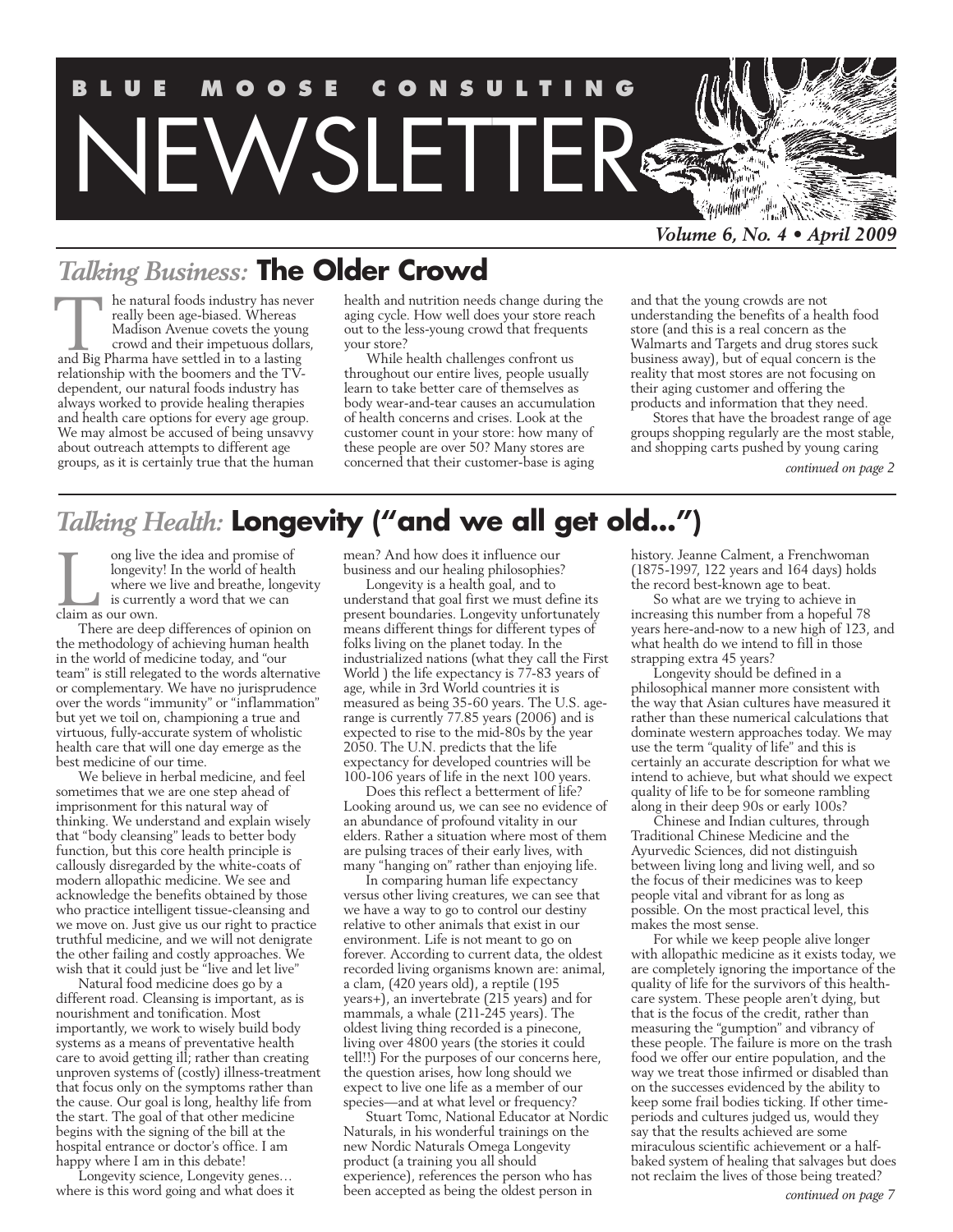# BLUE MOOSE CONSULTING NEWSLETTER

*Volume 6, No. 4 • April 2009*

## *Talking Business:* The Older Crowd

The natural foods industry has never really been age-biased. Whereas Madison Avenue covets the young crowd and their impetuous dollars, and Big Pharma have settled in to a lasting relationship with the boomers and the TV-dependent, our natural foods industry has always worked to provide healing therapies and health care options for every age group. We may almost be accused of being unsavvy about outreach attempts to different age groups, as it is certainly true that the human health and nutrition needs change during the aging cycle. How well does your store reach out to the less-young crowd that frequents your store?

While health challenges confront us throughout our entire lives, people usually learn to take better care of themselves as body wear-and-tear causes an accumulation of health concerns and crises. Look at the customer count in your store: how many of these people are over 50? Many stores are concerned that their customer-base is aging and that the young crowds are not understanding the benefits of a health food store (and this is a real concern as the Walmarts and Targets and drug stores suck business away), but of equal concern is the reality that most stores are not focusing on their aging customer and offering the products and information that they need.

Stores that have the broadest range of age groups shopping regularly are the most stable, and shopping carts pushed by young caring

*continued on page 2*

## *Talking Health:* Longevity ("and we all get old…")

Long live the idea and promise of longevity! In the world of health where we live and breathe, longevity is currently a word that we can claim as our own.

There are deep differences of opinion on the methodology of achieving human health in the world of medicine today, and "our team" is still relegated to the words alternative or complementary. We have no jurisprudence over the words "immunity" or "inflammation" but yet we toil on, championing a true and virtuous, fully-accurate system of wholistic health care that will one day emerge as the best medicine of our time.

We believe in herbal medicine, and feel sometimes that we are one step ahead of imprisonment for this natural way of thinking. We understand and explain wisely that "body cleansing" leads to better body function, but this core health principle is callously disregarded by the white-coats of modern allopathic medicine. We see and acknowledge the benefits obtained by those who practice intelligent tissue-cleansing and we move on. Just give us our right to practice truthful medicine, and we will not denigrate the other failing and costly approaches. We wish that it could just be "live and let live"

Natural food medicine does go by a different road. Cleansing is important, as is nourishment and tonification. Most importantly, we work to wisely build body systems as a means of preventative health care to avoid getting ill; rather than creating unproven systems of (costly) illness-treatment that focus only on the symptoms rather than the cause. Our goal is long, healthy life from the start. The goal of that other medicine begins with the signing of the bill at the hospital entrance or doctor's office. I am happy where I am in this debate!

Longevity science, Longevity genes… where is this word going and what does it mean? And how does it influence our business and our healing philosophies?

Longevity is a health goal, and to understand that goal first we must define its present boundaries. Longevity unfortunately means different things for different types of folks living on the planet today. In the industrialized nations (what they call the First World ) the life expectancy is 77-83 years of age, while in 3rd World countries it is measured as being 35-60 years. The U.S. age-range is currently 77.85 years (2006) and is expected to rise to the mid-80s by the year 2050. The U.N. predicts that the life expectancy for developed countries will be 100-106 years of life in the next 100 years.

Does this reflect a betterment of life? Looking around us, we can see no evidence of an abundance of profound vitality in our elders. Rather a situation where most of them are pulsing traces of their early lives, with many "hanging on" rather than enjoying life.

In comparing human life expectancy versus other living creatures, we can see that we have a way to go to control our destiny relative to other animals that exist in our environment. Life is not meant to go on forever. According to current data, the oldest recorded living organisms known are: animal, a clam, (420 years old), a reptile (195 years+), an invertebrate (215 years) and for mammals, a whale (211-245 years). The oldest living thing recorded is a pinecone, living over 4800 years (the stories it could tell!!) For the purposes of our concerns here, the question arises, how long should we expect to live one life as a member of our species—and at what level or frequency?

Stuart Tomc, National Educator at Nordic Naturals, in his wonderful trainings on the new Nordic Naturals Omega Longevity product (a training you all should experience), references the person who has been accepted as being the oldest person in history. Jeanne Calment, a Frenchwoman (1875-1997, 122 years and 164 days) holds the record best-known age to beat.

So what are we trying to achieve in increasing this number from a hopeful 78 years here-and-now to a new high of 123, and what health do we intend to fill in those strapping extra 45 years?

Longevity should be defined in a philosophical manner more consistent with the way that Asian cultures have measured it rather than these numerical calculations that dominate western approaches today. We may use the term "quality of life" and this is certainly an accurate description for what we intend to achieve, but what should we expect quality of life to be for someone rambling along in their deep 90s or early 100s?

Chinese and Indian cultures, through Traditional Chinese Medicine and the Ayurvedic Sciences, did not distinguish between living long and living well, and so the focus of their medicines was to keep people vital and vibrant for as long as possible. On the most practical level, this makes the most sense.

For while we keep people alive longer with allopathic medicine as it exists today, we are completely ignoring the importance of the quality of life for the survivors of this health-care system. These people aren't dying, but that is the focus of the credit, rather than measuring the "gumption" and vibrancy of these people. The failure is more on the trash food we offer our entire population, and the way we treat those infirmed or disabled than on the successes evidenced by the ability to keep some frail bodies ticking. If other time-periods and cultures judged us, would they say that the results achieved are some miraculous scientific achievement or a half-baked system of healing that salvages but does not reclaim the lives of those being treated?

*continued on page 7*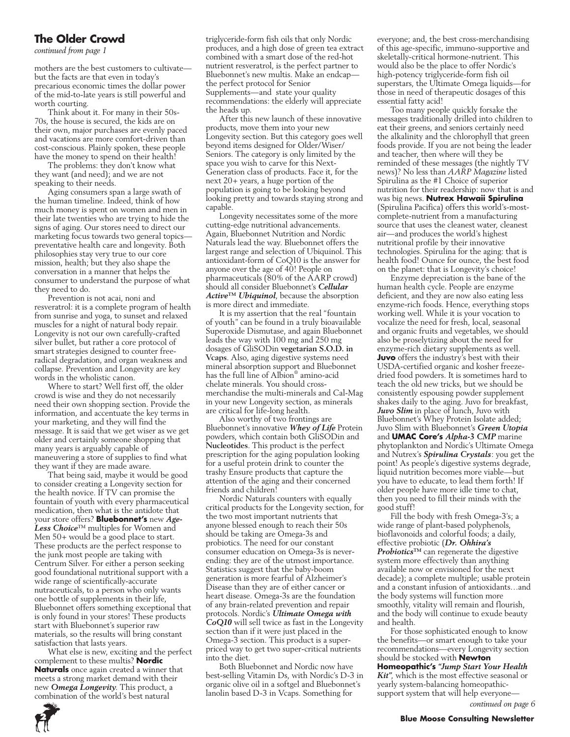## The Older Crowd

*continued from page 1*

mothers are the best customers to cultivate—but the facts are that even in today's precarious economic times the dollar power of the mid-to-late years is still powerful and worth courting.

Think about it. For many in their 50s-70s, the house is secured, the kids are on their own, major purchases are evenly paced and vacations are more comfort-driven than cost-conscious. Plainly spoken, these people have the money to spend on their health!

The problems: they don't know what they want (and need); and we are not speaking to their needs.

Aging consumers span a large swath of the human timeline. Indeed, think of how much money is spent on women and men in their late twenties who are trying to hide the signs of aging. Our stores need to direct our marketing focus towards two general topics—preventative health care and longevity. Both philosophies stay very true to our core mission, health; but they also shape the conversation in a manner that helps the consumer to understand the purpose of what they need to do.

Prevention is not acai, noni and resveratrol: it is a complete program of health from sunrise and yoga, to sunset and relaxed muscles for a night of natural body repair. Longevity is not our own carefully-crafted silver bullet, but rather a core protocol of smart strategies designed to counter free-radical degradation, and organ weakness and collapse. Prevention and Longevity are key words in the wholistic canon.

Where to start? Well first off, the older crowd is wise and they do not necessarily need their own shopping section. Provide the information, and accentuate the key terms in your marketing, and they will find the message. It is said that we get wiser as we get older and certainly someone shopping that many years is arguably capable of maneuvering a store of supplies to find what they want if they are made aware.

That being said, maybe it would be good to consider creating a Longevity section for the health novice. If TV can promise the fountain of youth with every pharmaceutical medication, then what is the antidote that your store offers? **Bluebonnet's** new ***Age-Less Choice***™ multiples for Women and Men 50+ would be a good place to start. These products are the perfect response to the junk most people are taking with Centrum Silver. For either a person seeking good foundational nutritional support with a wide range of scientifically-accurate nutraceuticals, to a person who only wants one bottle of supplements in their life, Bluebonnet offers something exceptional that is only found in your stores! These products start with Bluebonnet's superior raw materials, so the results will bring constant satisfaction that lasts years.

What else is new, exciting and the perfect complement to these multis? **Nordic Naturals** once again created a winner that meets a strong market demand with their new ***Omega Longevity***. This product, a combination of the world's best natural triglyceride-form fish oils that only Nordic produces, and a high dose of green tea extract combined with a smart dose of the red-hot nutrient resveratrol, is the perfect partner to Bluebonnet's new multis. Make an endcap—the perfect protocol for Senior Supplements—and state your quality recommendations: the elderly will appreciate the heads up.

After this new launch of these innovative products, move them into your new Longevity section. But this category goes well beyond items designed for Older/Wiser/Seniors. The category is only limited by the space you wish to carve for this Next-Generation class of products. Face it, for the next 20+ years, a huge portion of the population is going to be looking beyond looking pretty and towards staying strong and capable.

Longevity necessitates some of the more cutting-edge nutritional advancements. Again, Bluebonnet Nutrition and Nordic Naturals lead the way. Bluebonnet offers the largest range and selection of Ubiquinol. This antioxidant-form of CoQ10 is the answer for anyone over the age of 40! People on pharmaceuticals (80% of the AARP crowd) should all consider Bluebonnet's ***Cellular Active™ Ubiquinol***, because the absorption is more direct and immediate.

It is my assertion that the real "fountain of youth" can be found in a truly bioavailable Superoxide Dismutase, and again Bluebonnet leads the way with 100 mg and 250 mg dosages of GliSODin **vegetarian S.O.D. in Vcaps**. Also, aging digestive systems need mineral absorption support and Bluebonnet has the full line of Albion® amino-acid chelate minerals. You should cross-merchandise the multi-minerals and Cal-Mag in your new Longevity section, as minerals are critical for life-long health.

Also worthy of two frontings are Bluebonnet's innovative ***Whey of Life*** Protein powders, which contain both GliSODin and **Nucleotides**. This product is the perfect prescription for the aging population looking for a useful protein drink to counter the trashy Ensure products that capture the attention of the aging and their concerned friends and children!

Nordic Naturals counters with equally critical products for the Longevity section, for the two most important nutrients that anyone blessed enough to reach their 50s should be taking are Omega-3s and probiotics. The need for our constant consumer education on Omega-3s is never-ending: they are of the utmost importance. Statistics suggest that the baby-boom generation is more fearful of Alzheimer's Disease than they are of either cancer or heart disease. Omega-3s are the foundation of any brain-related prevention and repair protocols. Nordic's ***Ultimate Omega with CoQ10*** will sell twice as fast in the Longevity section than if it were just placed in the Omega-3 section. This product is a super-priced way to get two super-critical nutrients into the diet.

Both Bluebonnet and Nordic now have best-selling Vitamin Ds, with Nordic's D-3 in organic olive oil in a softgel and Bluebonnet's lanolin based D-3 in Vcaps. Something for everyone; and, the best cross-merchandising of this age-specific, immuno-supportive and skeletally-critical hormone-nutrient. This would also be the place to offer Nordic's high-potency triglyceride-form fish oil superstars, the Ultimate Omega liquids—for those in need of therapeutic dosages of this essential fatty acid!

Too many people quickly forsake the messages traditionally drilled into children to eat their greens, and seniors certainly need the alkalinity and the chlorophyll that green foods provide. If you are not being the leader and teacher, then where will they be reminded of these messages (the nightly TV news)? No less than *AARP Magazine* listed Spirulina as the #1 Choice of superior nutrition for their readership: now that is and was big news. **Nutrex Hawaii Spirulina** (Spirulina Pacifica) offers this world's-most-complete-nutrient from a manufacturing source that uses the cleanest water, cleanest air—and produces the world's highest nutritional profile by their innovative technologies. Spirulina for the aging: that is health food! Ounce for ounce, the best food on the planet: that is Longevity's choice!

Enzyme depreciation is the bane of the human health cycle. People are enzyme deficient, and they are now also eating less enzyme-rich foods. Hence, everything stops working well. While it is your vocation to vocalize the need for fresh, local, seasonal and organic fruits and vegetables, we should also be proselytizing about the need for enzyme-rich dietary supplements as well. **Juvo** offers the industry's best with their USDA-certified organic and kosher freeze-dried food powders. It is sometimes hard to teach the old new tricks, but we should be consistently espousing powder supplement shakes daily to the aging. Juvo for breakfast, ***Juvo Slim*** in place of lunch, Juvo with Bluebonnet's Whey Protein Isolate added; Juvo Slim with Bluebonnet's ***Green Utopia*** and **UMAC Core's** ***Alpha-3 CMP*** marine phytoplankton and Nordic's Ultimate Omega and Nutrex's ***Spirulina Crystals***: you get the point! As people's digestive systems degrade, liquid nutrition becomes more viable—but you have to educate, to lead them forth! If older people have more idle time to chat, then you need to fill their minds with the good stuff!

Fill the body with fresh Omega-3's; a wide range of plant-based polyphenols, bioflavonoids and colorful foods; a daily, effective probiotic (***Dr. Ohhira's Probiotics***™ can regenerate the digestive system more effectively than anything available now or envisioned for the next decade); a complete multiple; usable protein and a constant infusion of antioxidants…and the body systems will function more smoothly, vitality will remain and flourish, and the body will continue to exude beauty and health.

For those sophisticated enough to know the benefits—or smart enough to take your recommendations—every Longevity section should be stocked with **Newton Homeopathic's** ***"Jump Start Your Health Kit"***, which is the most effective seasonal or yearly system-balancing homeopathic-support system that will help everyone—

*continued on page 6*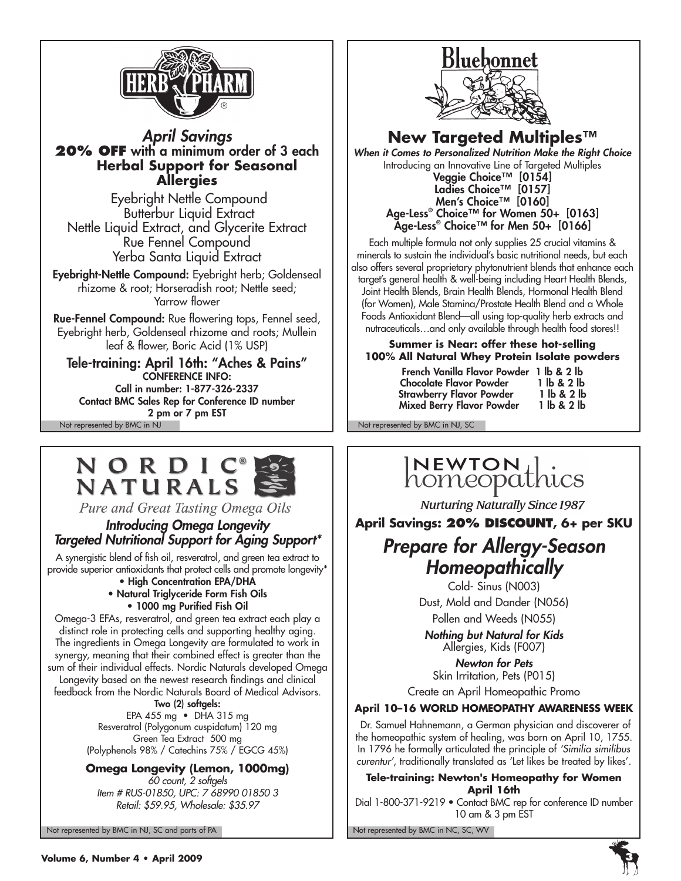## HERB PHARM

### *April Savings*

**20% OFF with a minimum order of 3 each**

**Herbal Support for Seasonal Allergies**

Eyebright Nettle Compound
Butterbur Liquid Extract
Nettle Liquid Extract, and Glycerite Extract
Rue Fennel Compound
Yerba Santa Liquid Extract

**Eyebright-Nettle Compound:** Eyebright herb; Goldenseal rhizome & root; Horseradish root; Nettle seed; Yarrow flower

**Rue-Fennel Compound:** Rue flowering tops, Fennel seed, Eyebright herb, Goldenseal rhizome and roots; Mullein leaf & flower, Boric Acid (1% USP)

**Tele-training: April 16th: "Aches & Pains"**

**CONFERENCE INFO:**
**Call in number: 1-877-326-2337**
**Contact BMC Sales Rep for Conference ID number**
**2 pm or 7 pm EST**

Not represented by BMC in NJ

## Bluebonnet

### New Targeted Multiples™

***When it Comes to Personalized Nutrition Make the Right Choice***

Introducing an Innovative Line of Targeted Multiples

**Veggie Choice™ [0154]**
**Ladies Choice™ [0157]**
**Men's Choice™ [0160]**
**Age-Less® Choice™ for Women 50+ [0163]**
**Age-Less® Choice™ for Men 50+ [0166]**

Each multiple formula not only supplies 25 crucial vitamins & minerals to sustain the individual's basic nutritional needs, but each also offers several proprietary phytonutrient blends that enhance each target's general health & well-being including Heart Health Blends, Joint Health Blends, Brain Health Blends, Hormonal Health Blend (for Women), Male Stamina/Prostate Health Blend and a Whole Foods Antioxidant Blend—all using top-quality herb extracts and nutraceuticals…and only available through health food stores!!

**Summer is Near: offer these hot-selling 100% All Natural Whey Protein Isolate powders**

| | |
|---|---|
| French Vanilla Flavor Powder | 1 lb & 2 lb |
| Chocolate Flavor Powder | 1 lb & 2 lb |
| Strawberry Flavor Powder | 1 lb & 2 lb |
| Mixed Berry Flavor Powder | 1 lb & 2 lb |

Not represented by BMC in NJ, SC

## NORDIC® NATURALS

*Pure and Great Tasting Omega Oils*

### *Introducing Omega Longevity*
### *Targeted Nutritional Support for Aging Support**

A synergistic blend of fish oil, resveratrol, and green tea extract to provide superior antioxidants that protect cells and promote longevity*

- **High Concentration EPA/DHA**
- **Natural Triglyceride Form Fish Oils**
- **1000 mg Purified Fish Oil**

Omega-3 EFAs, resveratrol, and green tea extract each play a distinct role in protecting cells and supporting healthy aging. The ingredients in Omega Longevity are formulated to work in synergy, meaning that their combined effect is greater than the sum of their individual effects. Nordic Naturals developed Omega Longevity based on the newest research findings and clinical feedback from the Nordic Naturals Board of Medical Advisors.

**Two (2) softgels:**
EPA 455 mg • DHA 315 mg
Resveratrol (Polygonum cuspidatum) 120 mg
Green Tea Extract 500 mg
(Polyphenols 98% / Catechins 75% / EGCG 45%)

**Omega Longevity (Lemon, 1000mg)**
*60 count, 2 softgels*
*Item # RUS-01850, UPC: 7 68990 01850 3*
*Retail: $59.95, Wholesale: $35.97*

Not represented by BMC in NJ, SC and parts of PA

## NEWTON homeopathics

*Nurturing Naturally Since 1987*

**April Savings: 20% DISCOUNT, 6+ per SKU**

### *Prepare for Allergy-Season Homeopathically*

Cold- Sinus (N003)
Dust, Mold and Dander (N056)
Pollen and Weeds (N055)

***Nothing but Natural for Kids***
Allergies, Kids (F007)

***Newton for Pets***
Skin Irritation, Pets (P015)

Create an April Homeopathic Promo

**April 10–16 WORLD HOMEOPATHY AWARENESS WEEK**

Dr. Samuel Hahnemann, a German physician and discoverer of the homeopathic system of healing, was born on April 10, 1755. In 1796 he formally articulated the principle of *'Similia similibus curentur'*, traditionally translated as 'Let likes be treated by likes'.

**Tele-training: Newton's Homeopathy for Women April 16th**

Dial 1-800-371-9219 • Contact BMC rep for conference ID number
10 am & 3 pm EST

Not represented by BMC in NC, SC, WV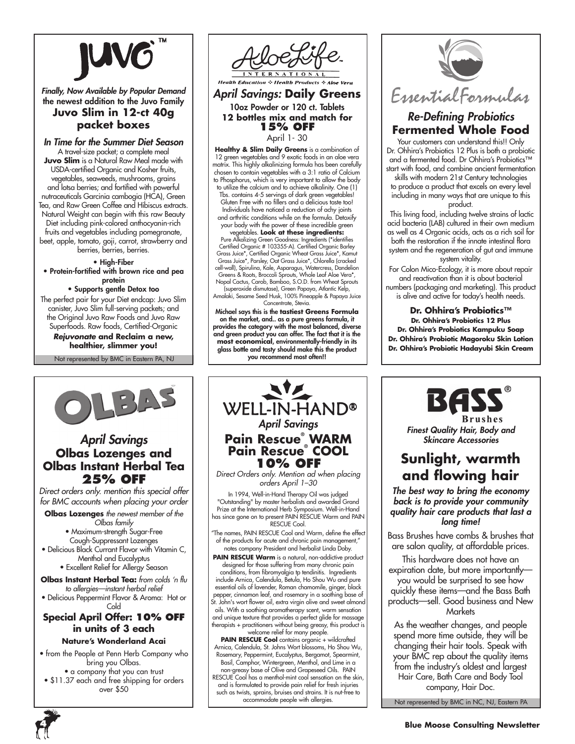# JUVO™

*Finally, Now Available by Popular Demand*
**the newest addition to the Juvo Family**

## Juvo Slim in 12-ct 40g packet boxes

***In Time for the Summer Diet Season***

A travel-size packet; a complete meal **Juvo Slim** is a Natural Raw Meal made with USDA-certified Organic and Kosher fruits, vegetables, seaweeds, mushrooms, grains and lotsa berries; and fortified with powerful nutraceuticals Garcinia cambogia (HCA), Green Tea, and Raw Green Coffee and Hibiscus extracts. Natural Weight can begin with this raw Beauty Diet including pink-colored anthocyanin-rich fruits and vegetables including pomegranate, beet, apple, tomato, goji, carrot, strawberry and berries, berries, berries.

- **High-Fiber**
- **Protein-fortified with brown rice and pea protein**
- **Supports gentle Detox too**

The perfect pair for your Diet endcap: Juvo Slim canister, Juvo Slim full-serving packets; and the Original Juvo Raw Foods and Juvo Raw Superfoods. Raw foods, Certified-Organic

***Rejuvonate* and Reclaim a new, healthier, slimmer you!**

Not represented by BMC in Eastern PA, NJ

---

# AloeLife™ International

*Health Education ❖ Health Products ❖ Aloe Vera*

## *April Savings:* Daily Greens

**10oz Powder or 120 ct. Tablets**
**12 bottles mix and match for**
**15% OFF**
April 1- 30

**Healthy & Slim Daily Greens** is a combination of 12 green vegetables and 9 exotic foods in an aloe vera matrix. This highly alkalinizing formula has been carefully chosen to contain vegetables with a 3:1 ratio of Calcium to Phosphorus, which is very important to allow the body to utilize the calcium and to achieve alkalinity. One (1) Tbs. contains 4-5 servings of dark green vegetables! Gluten Free with no fillers and a delicious taste too! Individuals have noticed a reduction of achy joints and arthritic conditions while on the formula. Detoxify your body with the power of these incredible green vegetables. **Look at these ingredients:** Pure Alkalizing Green Goodness: Ingredients (*identifies Certified Organic # 103355-A). Certified Organic Barley Grass Juice*, Certified Organic Wheat Grass Juice*, Kamut Grass Juice*, Parsley, Oat Grass Juice*, Chlorella (cracked cell-wall), Spirulina, Kale, Asparagus, Watercress, Dandelion Greens & Roots, Broccoli Sprouts, Whole Leaf Aloe Vera*, Nopal Cactus, Carob, Bamboo, S.O.D. from Wheat Sprouts (superoxide dismutase), Green Papaya, Atlantic Kelp, Amalaki, Sesame Seed Husk, 100% Pineapple & Papaya Juice Concentrate, Stevia.

**Michael says this is the tastiest Greens Formula on the market, and.. as a pure greens formula, it provides the category with the most balanced, diverse and green product you can offer. The fact that it is the most economical, environmentally-friendly in its glass bottle and tasty should make this the product you recommend most often!!**

---

# Essential Formulas

## *Re-Defining Probiotics*
## Fermented Whole Food

Your customers can understand this!! Only Dr. Ohhira's Probiotics 12 Plus is both a probiotic and a fermented food. Dr Ohhira's Probiotics™ start with food, and combine ancient fermentation skills with modern 21st Century technologies to produce a product that excels on every level including in many ways that are unique to this product.

This living food, including twelve strains of lactic acid bacteria (LAB) cultured in their own medium as well as 4 Organic acids, acts as a rich soil for both the restoration if the innate intestinal flora system and the regeneration of gut and immune system vitality.

For Colon Mico-Ecology, it is more about repair and reactivation than it is about bacterial numbers (packaging and marketing). This product is alive and active for today's health needs.

**Dr. Ohhira's Probiotics™**
**Dr. Ohhira's Probiotics 12 Plus**
**Dr. Ohhira's Probiotics Kampuku Soap**
**Dr. Ohhira's Probiotic Magoroku Skin Lotion**
**Dr. Ohhira's Probiotic Hadayubi Skin Cream**

---

# OLBAS

## *April Savings*
## Olbas Lozenges and Olbas Instant Herbal Tea 25% OFF

*Direct orders only. mention this special offer for BMC accounts when placing your order*

**Olbas Lozenges** *the newest member of the Olbas family*

- Maximum-strength Sugar-Free Cough-Suppressant Lozenges
- Delicious Black Currant Flavor with Vitamin C, Menthol and Eucalyptus
- Excellent Relief for Allergy Season

**Olbas Instant Herbal Tea:** *from colds 'n flu to allergies—instant herbal relief*

- Delicious Peppermint Flavor & Aroma: Hot or Cold

### Special April Offer: 10% OFF in units of 3 each

**Nature's Wonderland Acai**

- from the People at Penn Herb Company who bring you Olbas.
- a company that you can trust
- $11.37 each and free shipping for orders over $50

---

# WELL-IN-HAND®

*April Savings*

## Pain Rescue® WARM
## Pain Rescue® COOL
## 10% OFF

*Direct Orders only. Mention ad when placing orders April 1–30*

In 1994, Well-in-Hand Therapy Oil was judged "Outstanding" by master herbalists and awarded Grand Prize at the International Herb Symposium. Well-in-Hand has since gone on to present PAIN RESCUE Warm and PAIN RESCUE Cool.

"The names, PAIN RESCUE Cool and Warm, define the effect of the products for acute and chronic pain management," notes company President and herbalist Linda Doby.

**PAIN RESCUE Warm** is a natural, non-addictive product designed for those suffering from many chronic pain conditions, from fibromyalgia tp tendinitis. Ingredients include Arnica, Calendula, Betula, Ho Shou Wu and pure essential oils of lavender, Roman chamomile, ginger, black pepper, cinnamon leaf, and rosemary in a soothing base of St. John's wort flower oil, extra virgin olive and sweet almond oils. With a soothing aromatherapy scent, warm sensation and unique texture that provides a perfect glide for massage therapists + practitioners without being greasy, this product is welcome relief for many people.

**PAIN RESCUE Cool** contains organic + wildcrafted Arnica, Calendula, St. Johns Wort blossoms, Ho Shou Wu, Rosemary, Peppermint, Eucalyptus, Bergamot, Spearmint, Basil, Camphor, Wintergreen, Menthol, and Lime in a non-greasy base of Olive and Grapeseed Oils. PAIN RESCUE Cool has a menthol-mint cool sensation on the skin, and is formulated to provide pain relief for fresh injuries such as twists, sprains, bruises and strains. It is nut-free to accommodate people with allergies.

---

# BASS® Brushes

*Finest Quality Hair, Body and Skincare Accessories*

## Sunlight, warmth and flowing hair

***The best way to bring the economy back is to provide your community quality hair care products that last a long time!***

Bass Brushes have combs & brushes that are salon quality, at affordable prices.

This hardware does not have an expiration date, but more importantly—you would be surprised to see how quickly these items—and the Bass Bath products—sell. Good business and New Markets

As the weather changes, and people spend more time outside, they will be changing their hair tools. Speak with your BMC rep about the quality items from the industry's oldest and largest Hair Care, Bath Care and Body Tool company, Hair Doc.

Not represented by BMC in NC, NJ, Eastern PA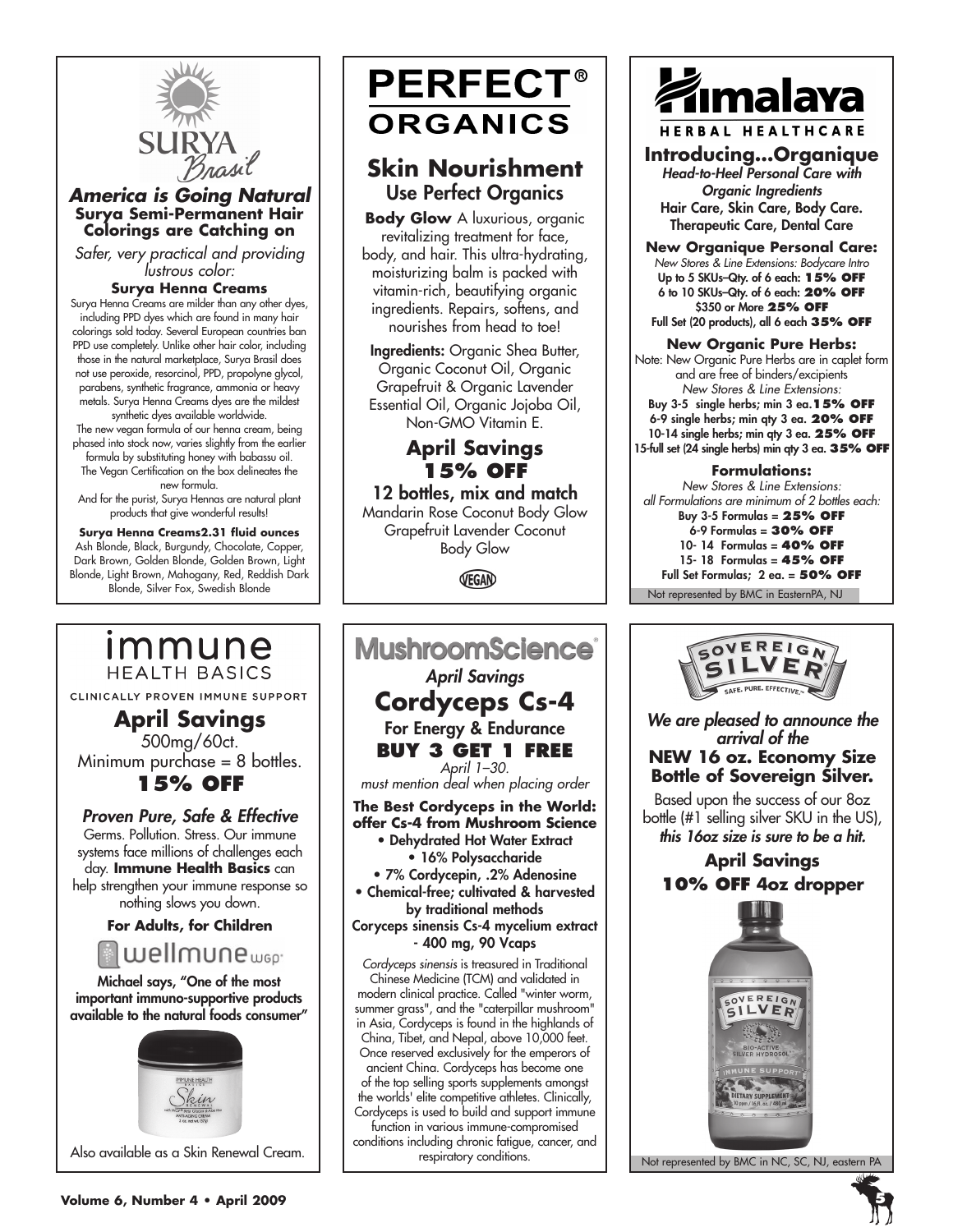## SURYA Brasil

### America is Going Natural

**Surya Semi-Permanent Hair Colorings are Catching on**

*Safer, very practical and providing lustrous color:*

**Surya Henna Creams**

Surya Henna Creams are milder than any other dyes, including PPD dyes which are found in many hair colorings sold today. Several European countries ban PPD use completely. Unlike other hair color, including those in the natural marketplace, Surya Brasil does not use peroxide, resorcinol, PPD, propolyne glycol, parabens, synthetic fragrance, ammonia or heavy metals. Surya Henna Creams dyes are the mildest synthetic dyes available worldwide.

The new vegan formula of our henna cream, being phased into stock now, varies slightly from the earlier formula by substituting honey with babassu oil. The Vegan Certification on the box delineates the new formula.

And for the purist, Surya Hennas are natural plant products that give wonderful results!

**Surya Henna Creams2.31 fluid ounces**

Ash Blonde, Black, Burgundy, Chocolate, Copper, Dark Brown, Golden Blonde, Golden Brown, Light Blonde, Light Brown, Mahogany, Red, Reddish Dark Blonde, Silver Fox, Swedish Blonde

## PERFECT® ORGANICS

### Skin Nourishment

**Use Perfect Organics**

**Body Glow** A luxurious, organic revitalizing treatment for face, body, and hair. This ultra-hydrating, moisturizing balm is packed with vitamin-rich, beautifying organic ingredients. Repairs, softens, and nourishes from head to toe!

**Ingredients:** Organic Shea Butter, Organic Coconut Oil, Organic Grapefruit & Organic Lavender Essential Oil, Organic Jojoba Oil, Non-GMO Vitamin E.

### April Savings 15% OFF

**12 bottles, mix and match**

Mandarin Rose Coconut Body Glow
Grapefruit Lavender Coconut Body Glow

VEGAN

## Himalaya HERBAL HEALTHCARE

### Introducing...Organique

*Head-to-Heel Personal Care with Organic Ingredients*

**Hair Care, Skin Care, Body Care. Therapeutic Care, Dental Care**

**New Organique Personal Care:**

*New Stores & Line Extensions: Bodycare Intro*

Up to 5 SKUs–Qty. of 6 each: **15% OFF**
6 to 10 SKUs–Qty. of 6 each: **20% OFF**
$350 or More **25% OFF**
Full Set (20 products), all 6 each **35% OFF**

**New Organic Pure Herbs:**

Note: New Organic Pure Herbs are in caplet form and are free of binders/excipients

*New Stores & Line Extensions:*

Buy 3-5 single herbs; min 3 ea. **15% OFF**
6-9 single herbs; min qty 3 ea. **20% OFF**
10-14 single herbs; min qty 3 ea. **25% OFF**
15-full set (24 single herbs) min qty 3 ea. **35% OFF**

**Formulations:**

*New Stores & Line Extensions:*
*all Formulations are minimum of 2 bottles each:*

Buy 3-5 Formulas = **25% OFF**
6-9 Formulas = **30% OFF**
10- 14 Formulas = **40% OFF**
15- 18 Formulas = **45% OFF**
Full Set Formulas; 2 ea. = **50% OFF**

Not represented by BMC in EasternPA, NJ

## immune HEALTH BASICS

CLINICALLY PROVEN IMMUNE SUPPORT

### April Savings

500mg/60ct.
Minimum purchase = 8 bottles.

**15% OFF**

*Proven Pure, Safe & Effective*

Germs. Pollution. Stress. Our immune systems face millions of challenges each day. **Immune Health Basics** can help strengthen your immune response so nothing slows you down.

**For Adults, for Children**

wellmune WGP

**Michael says, "One of the most important immuno-supportive products available to the natural foods consumer"**

Also available as a Skin Renewal Cream.

## MushroomScience

*April Savings*

### Cordyceps Cs-4

**For Energy & Endurance**

**BUY 3 GET 1 FREE**

*April 1–30.*
*must mention deal when placing order*

**The Best Cordyceps in the World: offer Cs-4 from Mushroom Science**

- Dehydrated Hot Water Extract
- 16% Polysaccharide
- 7% Cordycepin, .2% Adenosine
- Chemical-free; cultivated & harvested by traditional methods

**Coryceps sinensis Cs-4 mycelium extract - 400 mg, 90 Vcaps**

*Cordyceps sinensis* is treasured in Traditional Chinese Medicine (TCM) and validated in modern clinical practice. Called "winter worm, summer grass", and the "caterpillar mushroom" in Asia, Cordyceps is found in the highlands of China, Tibet, and Nepal, above 10,000 feet. Once reserved exclusively for the emperors of ancient China. Cordyceps has become one of the top selling sports supplements amongst the worlds' elite competitive athletes. Clinically, Cordyceps is used to build and support immune function in various immune-compromised conditions including chronic fatigue, cancer, and respiratory conditions.

## SOVEREIGN SILVER

SAFE. PURE. EFFECTIVE.

*We are pleased to announce the arrival of the*

**NEW 16 oz. Economy Size Bottle of Sovereign Silver.**

Based upon the success of our 8oz bottle (#1 selling silver SKU in the US), *this 16oz size is sure to be a hit.*

**April Savings**

**10% OFF 4oz dropper**

Not represented by BMC in NC, SC, NJ, eastern PA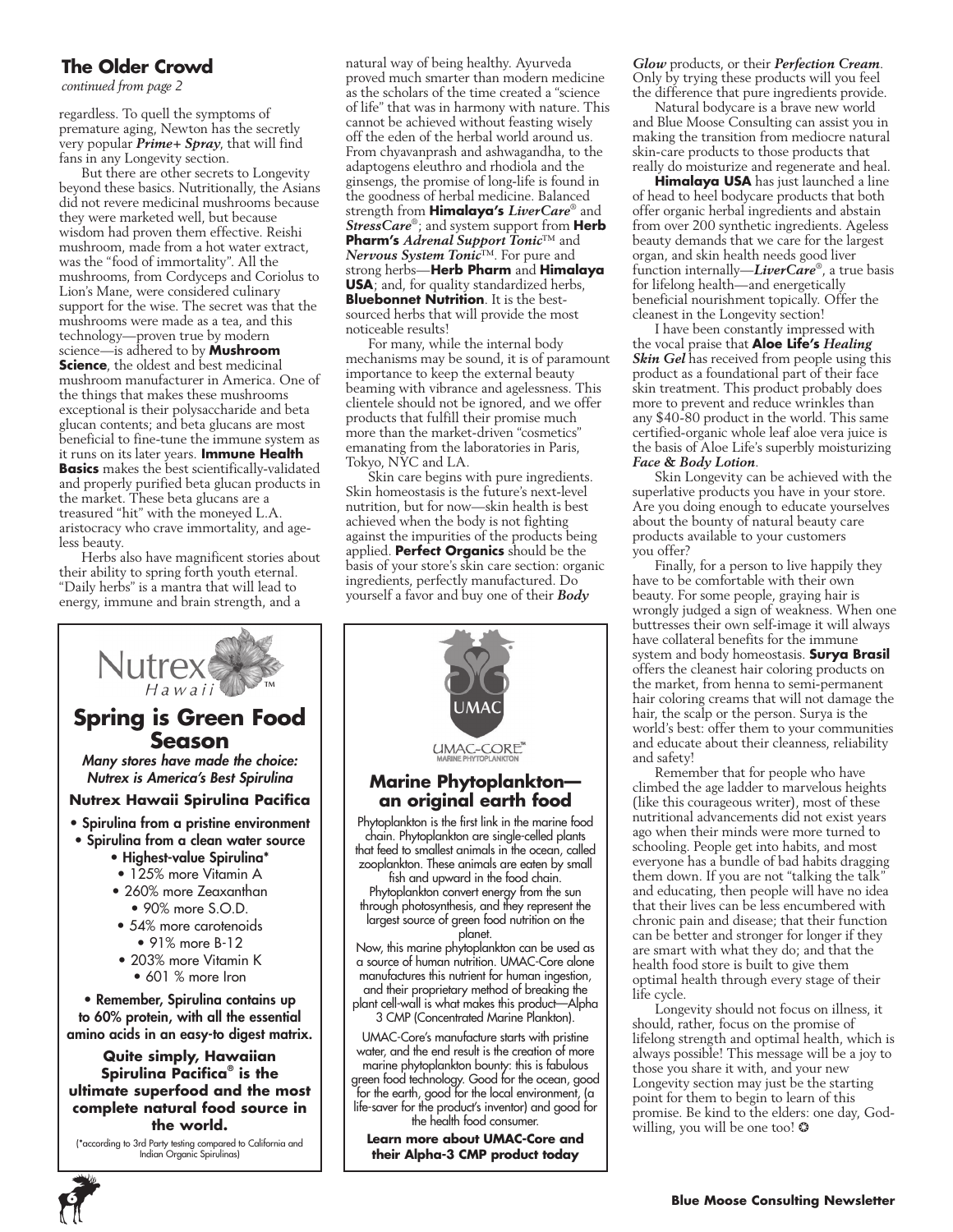## The Older Crowd

*continued from page 2*

regardless. To quell the symptoms of premature aging, Newton has the secretly very popular ***Prime+ Spray***, that will find fans in any Longevity section.

But there are other secrets to Longevity beyond these basics. Nutritionally, the Asians did not revere medicinal mushrooms because they were marketed well, but because wisdom had proven them effective. Reishi mushroom, made from a hot water extract, was the "food of immortality". All the mushrooms, from Cordyceps and Coriolus to Lion's Mane, were considered culinary support for the wise. The secret was that the mushrooms were made as a tea, and this technology—proven true by modern science—is adhered to by **Mushroom Science**, the oldest and best medicinal mushroom manufacturer in America. One of the things that makes these mushrooms exceptional is their polysaccharide and beta glucan contents; and beta glucans are most beneficial to fine-tune the immune system as it runs on its later years. **Immune Health Basics** makes the best scientifically-validated and properly purified beta glucan products in the market. These beta glucans are a treasured "hit" with the moneyed L.A. aristocracy who crave immortality, and ageless beauty.

Herbs also have magnificent stories about their ability to spring forth youth eternal. "Daily herbs" is a mantra that will lead to energy, immune and brain strength, and a natural way of being healthy. Ayurveda proved much smarter than modern medicine as the scholars of the time created a "science of life" that was in harmony with nature. This cannot be achieved without feasting wisely off the eden of the herbal world around us. From chyavanprash and ashwagandha, to the adaptogens eleuthro and rhodiola and the ginsengs, the promise of long-life is found in the goodness of herbal medicine. Balanced strength from **Himalaya's *LiverCare*®** and ***StressCare*®**; and system support from **Herb Pharm's *Adrenal Support Tonic*™** and ***Nervous System Tonic*™**. For pure and strong herbs—**Herb Pharm** and **Himalaya USA**; and, for quality standardized herbs, **Bluebonnet Nutrition**. It is the best-sourced herbs that will provide the most noticeable results!

For many, while the internal body mechanisms may be sound, it is of paramount importance to keep the external beauty beaming with vibrance and agelessness. This clientele should not be ignored, and we offer products that fulfill their promise much more than the market-driven "cosmetics" emanating from the laboratories in Paris, Tokyo, NYC and LA.

Skin care begins with pure ingredients. Skin homeostasis is the future's next-level nutrition, but for now—skin health is best achieved when the body is not fighting against the impurities of the products being applied. **Perfect Organics** should be the basis of your store's skin care section: organic ingredients, perfectly manufactured. Do yourself a favor and buy one of their ***Body Glow*** products, or their ***Perfection Cream***. Only by trying these products will you feel the difference that pure ingredients provide.

Natural bodycare is a brave new world and Blue Moose Consulting can assist you in making the transition from mediocre natural skin-care products to those products that really do moisturize and regenerate and heal.

**Himalaya USA** has just launched a line of head to heel bodycare products that both offer organic herbal ingredients and abstain from over 200 synthetic ingredients. Ageless beauty demands that we care for the largest organ, and skin health needs good liver function internally—***LiverCare*®**, a true basis for lifelong health—and energetically beneficial nourishment topically. Offer the cleanest in the Longevity section!

I have been constantly impressed with the vocal praise that **Aloe Life's *Healing Skin Gel*** has received from people using this product as a foundational part of their face skin treatment. This product probably does more to prevent and reduce wrinkles than any $40-80 product in the world. This same certified-organic whole leaf aloe vera juice is the basis of Aloe Life's superbly moisturizing ***Face & Body Lotion***.

Skin Longevity can be achieved with the superlative products you have in your store. Are you doing enough to educate yourselves about the bounty of natural beauty care products available to your customers you offer?

Finally, for a person to live happily they have to be comfortable with their own beauty. For some people, graying hair is wrongly judged a sign of weakness. When one buttresses their own self-image it will always have collateral benefits for the immune system and body homeostasis. **Surya Brasil** offers the cleanest hair coloring products on the market, from henna to semi-permanent hair coloring creams that will not damage the hair, the scalp or the person. Surya is the world's best: offer them to your communities and educate about their cleanness, reliability and safety!

Remember that for people who have climbed the age ladder to marvelous heights (like this courageous writer), most of these nutritional advancements did not exist years ago when their minds were more turned to schooling. People get into habits, and most everyone has a bundle of bad habits dragging them down. If you are not "talking the talk" and educating, then people will have no idea that their lives can be less encumbered with chronic pain and disease; that their function can be better and stronger for longer if they are smart with what they do; and that the health food store is built to give them optimal health through every stage of their life cycle.

Longevity should not focus on illness, it should, rather, focus on the promise of lifelong strength and optimal health, which is always possible! This message will be a joy to those you share it with, and your new Longevity section may just be the starting point for them to begin to learn of this promise. Be kind to the elders: one day, God-willing, you will be one too! ✪

---

Nutrex Hawaii™

## Spring is Green Food Season

***Many stores have made the choice: Nutrex is America's Best Spirulina***

**Nutrex Hawaii Spirulina Pacifica**

- **Spirulina from a pristine environment**
- **Spirulina from a clean water source**
- **Highest-value Spirulina\***
  - 125% more Vitamin A
  - 260% more Zeaxanthan
  - 90% more S.O.D.
  - 54% more carotenoids
  - 91% more B-12
  - 203% more Vitamin K
  - 601 % more Iron
- **Remember, Spirulina contains up to 60% protein, with all the essential amino acids in an easy-to digest matrix.**

**Quite simply, Hawaiian Spirulina Pacifica® is the ultimate superfood and the most complete natural food source in the world.**

(\*according to 3rd Party testing compared to California and Indian Organic Spirulinas)

---

UMAC

UMAC-CORE™ MARINE PHYTOPLANKTON

## Marine Phytoplankton—an original earth food

Phytoplankton is the first link in the marine food chain. Phytoplankton are single-celled plants that feed to smallest animals in the ocean, called zooplankton. These animals are eaten by small fish and upward in the food chain. Phytoplankton convert energy from the sun through photosynthesis, and they represent the largest source of green food nutrition on the planet.

Now, this marine phytoplankton can be used as a source of human nutrition. UMAC-Core alone manufactures this nutrient for human ingestion, and their proprietary method of breaking the plant cell-wall is what makes this product—Alpha 3 CMP (Concentrated Marine Plankton).

UMAC-Core's manufacture starts with pristine water, and the end result is the creation of more marine phytoplankton bounty: this is fabulous green food technology. Good for the ocean, good for the earth, good for the local environment, (a life-saver for the product's inventor) and good for the health food consumer.

**Learn more about UMAC-Core and their Alpha-3 CMP product today**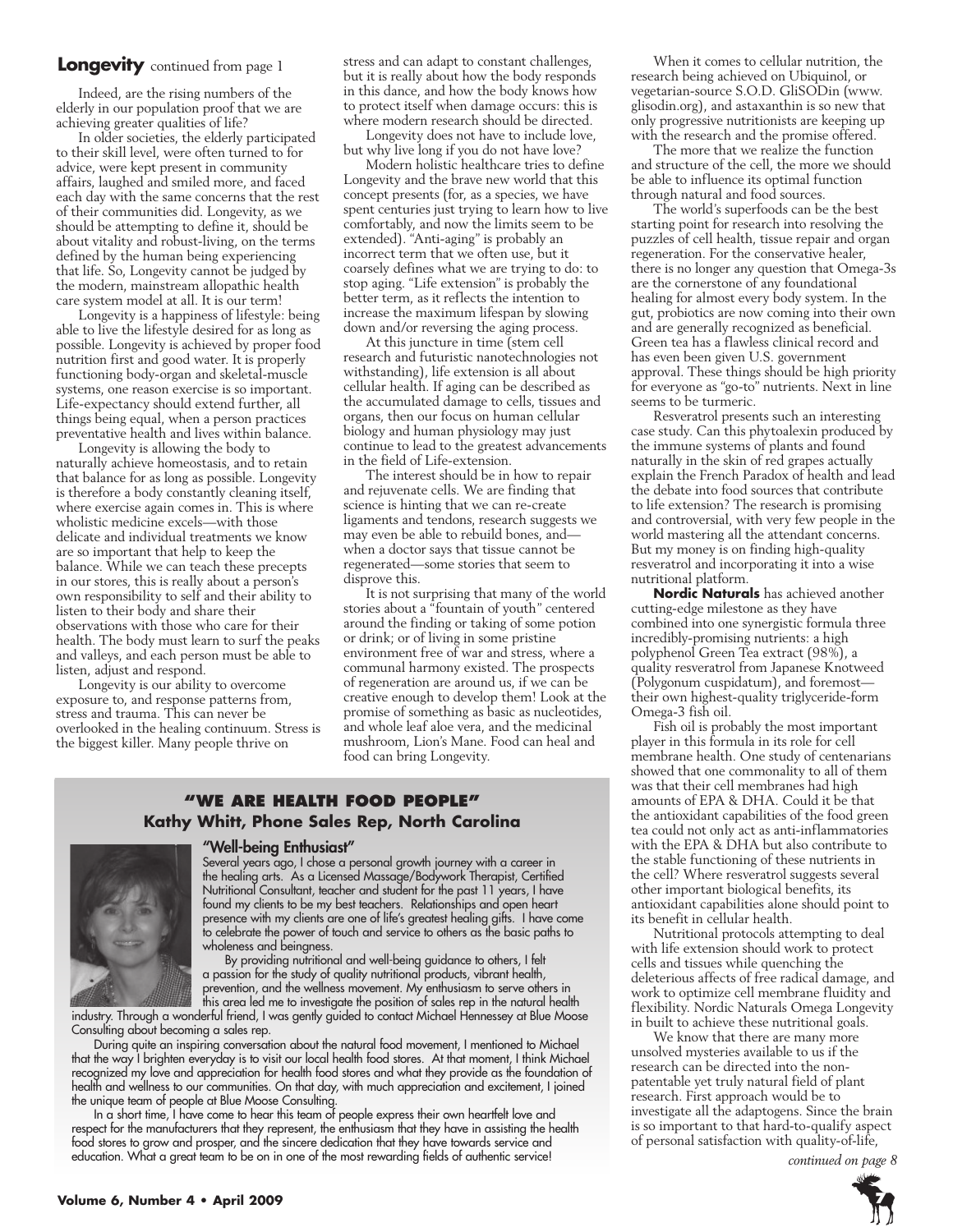## Longevity continued from page 1

Indeed, are the rising numbers of the elderly in our population proof that we are achieving greater qualities of life?

In older societies, the elderly participated to their skill level, were often turned to for advice, were kept present in community affairs, laughed and smiled more, and faced each day with the same concerns that the rest of their communities did. Longevity, as we should be attempting to define it, should be about vitality and robust-living, on the terms defined by the human being experiencing that life. So, Longevity cannot be judged by the modern, mainstream allopathic health care system model at all. It is our term!

Longevity is a happiness of lifestyle: being able to live the lifestyle desired for as long as possible. Longevity is achieved by proper food nutrition first and good water. It is properly functioning body-organ and skeletal-muscle systems, one reason exercise is so important. Life-expectancy should extend further, all things being equal, when a person practices preventative health and lives within balance.

Longevity is allowing the body to naturally achieve homeostasis, and to retain that balance for as long as possible. Longevity is therefore a body constantly cleaning itself, where exercise again comes in. This is where wholistic medicine excels—with those delicate and individual treatments we know are so important that help to keep the balance. While we can teach these precepts in our stores, this is really about a person's own responsibility to self and their ability to listen to their body and share their observations with those who care for their health. The body must learn to surf the peaks and valleys, and each person must be able to listen, adjust and respond.

Longevity is our ability to overcome exposure to, and response patterns from, stress and trauma. This can never be overlooked in the healing continuum. Stress is the biggest killer. Many people thrive on stress and can adapt to constant challenges, but it is really about how the body responds in this dance, and how the body knows how to protect itself when damage occurs: this is where modern research should be directed.

Longevity does not have to include love, but why live long if you do not have love?

Modern holistic healthcare tries to define Longevity and the brave new world that this concept presents (for, as a species, we have spent centuries just trying to learn how to live comfortably, and now the limits seem to be extended). "Anti-aging" is probably an incorrect term that we often use, but it coarsely defines what we are trying to do: to stop aging. "Life extension" is probably the better term, as it reflects the intention to increase the maximum lifespan by slowing down and/or reversing the aging process.

At this juncture in time (stem cell research and futuristic nanotechnologies not withstanding), life extension is all about cellular health. If aging can be described as the accumulated damage to cells, tissues and organs, then our focus on human cellular biology and human physiology may just continue to lead to the greatest advancements in the field of Life-extension.

The interest should be in how to repair and rejuvenate cells. We are finding that science is hinting that we can re-create ligaments and tendons, research suggests we may even be able to rebuild bones, and—when a doctor says that tissue cannot be regenerated—some stories that seem to disprove this.

It is not surprising that many of the world stories about a "fountain of youth" centered around the finding or taking of some potion or drink; or of living in some pristine environment free of war and stress, where a communal harmony existed. The prospects of regeneration are around us, if we can be creative enough to develop them! Look at the promise of something as basic as nucleotides, and whole leaf aloe vera, and the medicinal mushroom, Lion's Mane. Food can heal and food can bring Longevity.

When it comes to cellular nutrition, the research being achieved on Ubiquinol, or vegetarian-source S.O.D. GliSODin (www.glisodin.org), and astaxanthin is so new that only progressive nutritionists are keeping up with the research and the promise offered.

The more that we realize the function and structure of the cell, the more we should be able to influence its optimal function through natural and food sources.

The world's superfoods can be the best starting point for research into resolving the puzzles of cell health, tissue repair and organ regeneration. For the conservative healer, there is no longer any question that Omega-3s are the cornerstone of any foundational healing for almost every body system. In the gut, probiotics are now coming into their own and are generally recognized as beneficial. Green tea has a flawless clinical record and has even been given U.S. government approval. These things should be high priority for everyone as "go-to" nutrients. Next in line seems to be turmeric.

Resveratrol presents such an interesting case study. Can this phytoalexin produced by the immune systems of plants and found naturally in the skin of red grapes actually explain the French Paradox of health and lead the debate into food sources that contribute to life extension? The research is promising and controversial, with very few people in the world mastering all the attendant concerns. But my money is on finding high-quality resveratrol and incorporating it into a wise nutritional platform.

**Nordic Naturals** has achieved another cutting-edge milestone as they have combined into one synergistic formula three incredibly-promising nutrients: a high polyphenol Green Tea extract (98%), a quality resveratrol from Japanese Knotweed (Polygonum cuspidatum), and foremost—their own highest-quality triglyceride-form Omega-3 fish oil.

Fish oil is probably the most important player in this formula in its role for cell membrane health. One study of centenarians showed that one commonality to all of them was that their cell membranes had high amounts of EPA & DHA. Could it be that the antioxidant capabilities of the food green tea could not only act as anti-inflammatories with the EPA & DHA but also contribute to the stable functioning of these nutrients in the cell? Where resveratrol suggests several other important biological benefits, its antioxidant capabilities alone should point to its benefit in cellular health.

Nutritional protocols attempting to deal with life extension should work to protect cells and tissues while quenching the deleterious affects of free radical damage, and work to optimize cell membrane fluidity and flexibility. Nordic Naturals Omega Longevity in built to achieve these nutritional goals.

We know that there are many more unsolved mysteries available to us if the research can be directed into the non-patentable yet truly natural field of plant research. First approach would be to investigate all the adaptogens. Since the brain is so important to that hard-to-qualify aspect of personal satisfaction with quality-of-life,

*continued on page 8*

### "WE ARE HEALTH FOOD PEOPLE"
### Kathy Whitt, Phone Sales Rep, North Carolina

**"Well-being Enthusiast"**

Several years ago, I chose a personal growth journey with a career in the healing arts. As a Licensed Massage/Bodywork Therapist, Certified Nutritional Consultant, teacher and student for the past 11 years, I have found my clients to be my best teachers. Relationships and open heart presence with my clients are one of life's greatest healing gifts. I have come to celebrate the power of touch and service to others as the basic paths to wholeness and beingness.

By providing nutritional and well-being guidance to others, I felt a passion for the study of quality nutritional products, vibrant health, prevention, and the wellness movement. My enthusiasm to serve others in this area led me to investigate the position of sales rep in the natural health industry. Through a wonderful friend, I was gently guided to contact Michael Hennessey at Blue Moose Consulting about becoming a sales rep.

During quite an inspiring conversation about the natural food movement, I mentioned to Michael that the way I brighten everyday is to visit our local health food stores. At that moment, I think Michael recognized my love and appreciation for health food stores and what they provide as the foundation of health and wellness to our communities. On that day, with much appreciation and excitement, I joined the unique team of people at Blue Moose Consulting.

In a short time, I have come to hear this team of people express their own heartfelt love and respect for the manufacturers that they represent, the enthusiasm that they have in assisting the health food stores to grow and prosper, and the sincere dedication that they have towards service and education. What a great team to be on in one of the most rewarding fields of authentic service!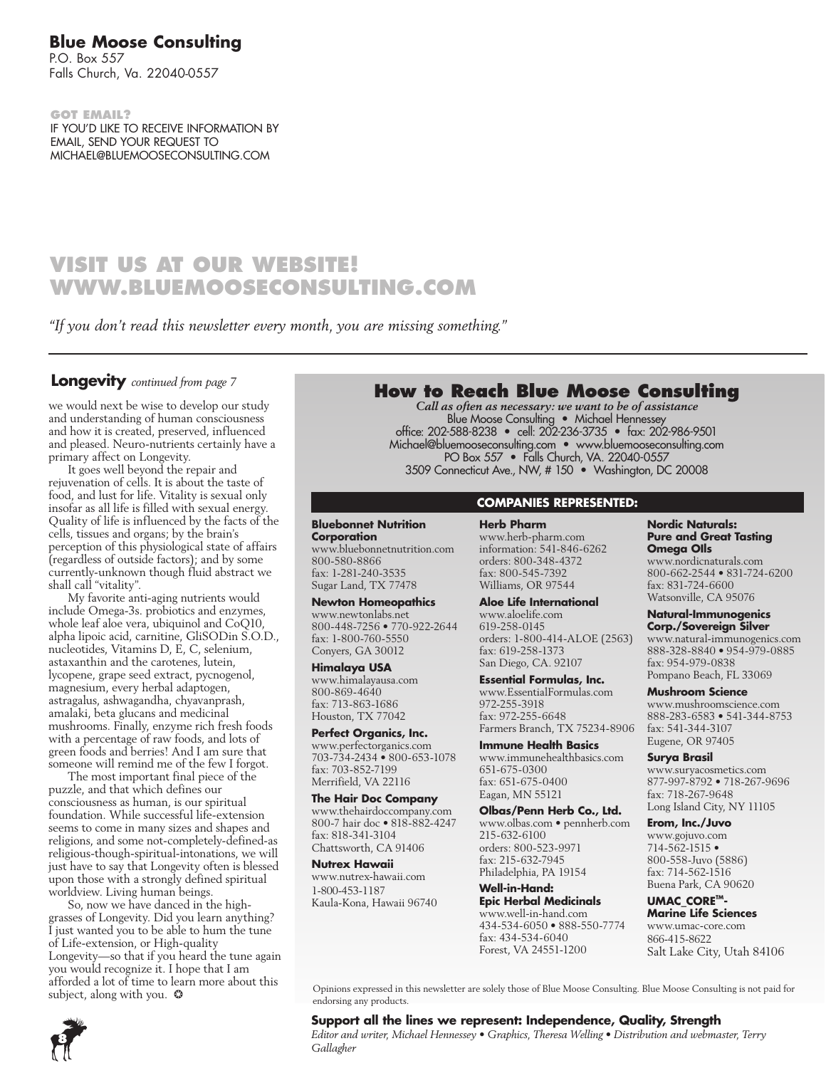**Blue Moose Consulting**
P.O. Box 557
Falls Church, Va. 22040-0557

**GOT EMAIL?**
IF YOU'D LIKE TO RECEIVE INFORMATION BY EMAIL, SEND YOUR REQUEST TO MICHAEL@BLUEMOOSECONSULTING.COM

## VISIT US AT OUR WEBSITE! WWW.BLUEMOOSECONSULTING.COM

*"If you don't read this newsletter every month, you are missing something."*

---

### Longevity *continued from page 7*

we would next be wise to develop our study and understanding of human consciousness and how it is created, preserved, influenced and pleased. Neuro-nutrients certainly have a primary affect on Longevity.

It goes well beyond the repair and rejuvenation of cells. It is about the taste of food, and lust for life. Vitality is sexual only insofar as all life is filled with sexual energy. Quality of life is influenced by the facts of the cells, tissues and organs; by the brain's perception of this physiological state of affairs (regardless of outside factors); and by some currently-unknown though fluid abstract we shall call "vitality".

My favorite anti-aging nutrients would include Omega-3s. probiotics and enzymes, whole leaf aloe vera, ubiquinol and CoQ10, alpha lipoic acid, carnitine, GliSODin S.O.D., nucleotides, Vitamins D, E, C, selenium, astaxanthin and the carotenes, lutein, lycopene, grape seed extract, pycnogenol, magnesium, every herbal adaptogen, astragalus, ashwagandha, chyavanprash, amalaki, beta glucans and medicinal mushrooms. Finally, enzyme rich fresh foods with a percentage of raw foods, and lots of green foods and berries! And I am sure that someone will remind me of the few I forgot.

The most important final piece of the puzzle, and that which defines our consciousness as human, is our spiritual foundation. While successful life-extension seems to come in many sizes and shapes and religions, and some not-completely-defined-as religious-though-spiritual-intonations, we will just have to say that Longevity often is blessed upon those with a strongly defined spiritual worldview. Living human beings.

So, now we have danced in the high-grasses of Longevity. Did you learn anything? I just wanted you to be able to hum the tune of Life-extension, or High-quality Longevity—so that if you heard the tune again you would recognize it. I hope that I am afforded a lot of time to learn more about this subject, along with you. ❂

## How to Reach Blue Moose Consulting

*Call as often as necessary: we want to be of assistance*
Blue Moose Consulting • Michael Hennessey
office: 202-588-8238 • cell: 202-236-3735 • fax: 202-986-9501
Michael@bluemooseconsulting.com • www.bluemooseconsulting.com
PO Box 557 • Falls Church, VA. 22040-0557
3509 Connecticut Ave., NW, # 150 • Washington, DC 20008

### COMPANIES REPRESENTED:

**Bluebonnet Nutrition Corporation**
www.bluebonnetnutrition.com
800-580-8866
fax: 1-281-240-3535
Sugar Land, TX 77478

**Newton Homeopathics**
www.newtonlabs.net
800-448-7256 • 770-922-2644
fax: 1-800-760-5550
Conyers, GA 30012

**Himalaya USA**
www.himalayausa.com
800-869-4640
fax: 713-863-1686
Houston, TX 77042

**Perfect Organics, Inc.**
www.perfectorganics.com
703-734-2434 • 800-653-1078
fax: 703-852-7199
Merrifield, VA 22116

**The Hair Doc Company**
www.thehairdoccompany.com
800-7 hair doc • 818-882-4247
fax: 818-341-3104
Chattsworth, CA 91406

**Nutrex Hawaii**
www.nutrex-hawaii.com
1-800-453-1187
Kaula-Kona, Hawaii 96740

**Herb Pharm**
www.herb-pharm.com
information: 541-846-6262
orders: 800-348-4372
fax: 800-545-7392
Williams, OR 97544

**Aloe Life International**
www.aloelife.com
619-258-0145
orders: 1-800-414-ALOE (2563)
fax: 619-258-1373
San Diego, CA. 92107

**Essential Formulas, Inc.**
www.EssentialFormulas.com
972-255-3918
fax: 972-255-6648
Farmers Branch, TX 75234-8906

**Immune Health Basics**
www.immunehealthbasics.com
651-675-0300
fax: 651-675-0400
Eagan, MN 55121

**Olbas/Penn Herb Co., Ltd.**
www.olbas.com • pennherb.com
215-632-6100
orders: 800-523-9971
fax: 215-632-7945
Philadelphia, PA 19154

**Well-in-Hand: Epic Herbal Medicinals**
www.well-in-hand.com
434-534-6050 • 888-550-7774
fax: 434-534-6040
Forest, VA 24551-1200

**Nordic Naturals: Pure and Great Tasting Omega Oils**
www.nordicnaturals.com
800-662-2544 • 831-724-6200
fax: 831-724-6600
Watsonville, CA 95076

**Natural-Immunogenics Corp./Sovereign Silver**
www.natural-immunogenics.com
888-328-8840 • 954-979-0885
fax: 954-979-0838
Pompano Beach, FL 33069

**Mushroom Science**
www.mushroomscience.com
888-283-6583 • 541-344-8753
fax: 541-344-3107
Eugene, OR 97405

**Surya Brasil**
www.suryacosmetics.com
877-997-8792 • 718-267-9696
fax: 718-267-9648
Long Island City, NY 11105

**Erom, Inc./Juvo**
www.gojuvo.com
714-562-1515 •
800-558-Juvo (5886)
fax: 714-562-1516
Buena Park, CA 90620

**UMAC_CORE™- Marine Life Sciences**
www.umac-core.com
866-415-8622
Salt Lake City, Utah 84106

Opinions expressed in this newsletter are solely those of Blue Moose Consulting. Blue Moose Consulting is not paid for endorsing any products.

**Support all the lines we represent: Independence, Quality, Strength**
*Editor and writer, Michael Hennessey • Graphics, Theresa Welling • Distribution and webmaster, Terry Gallagher*